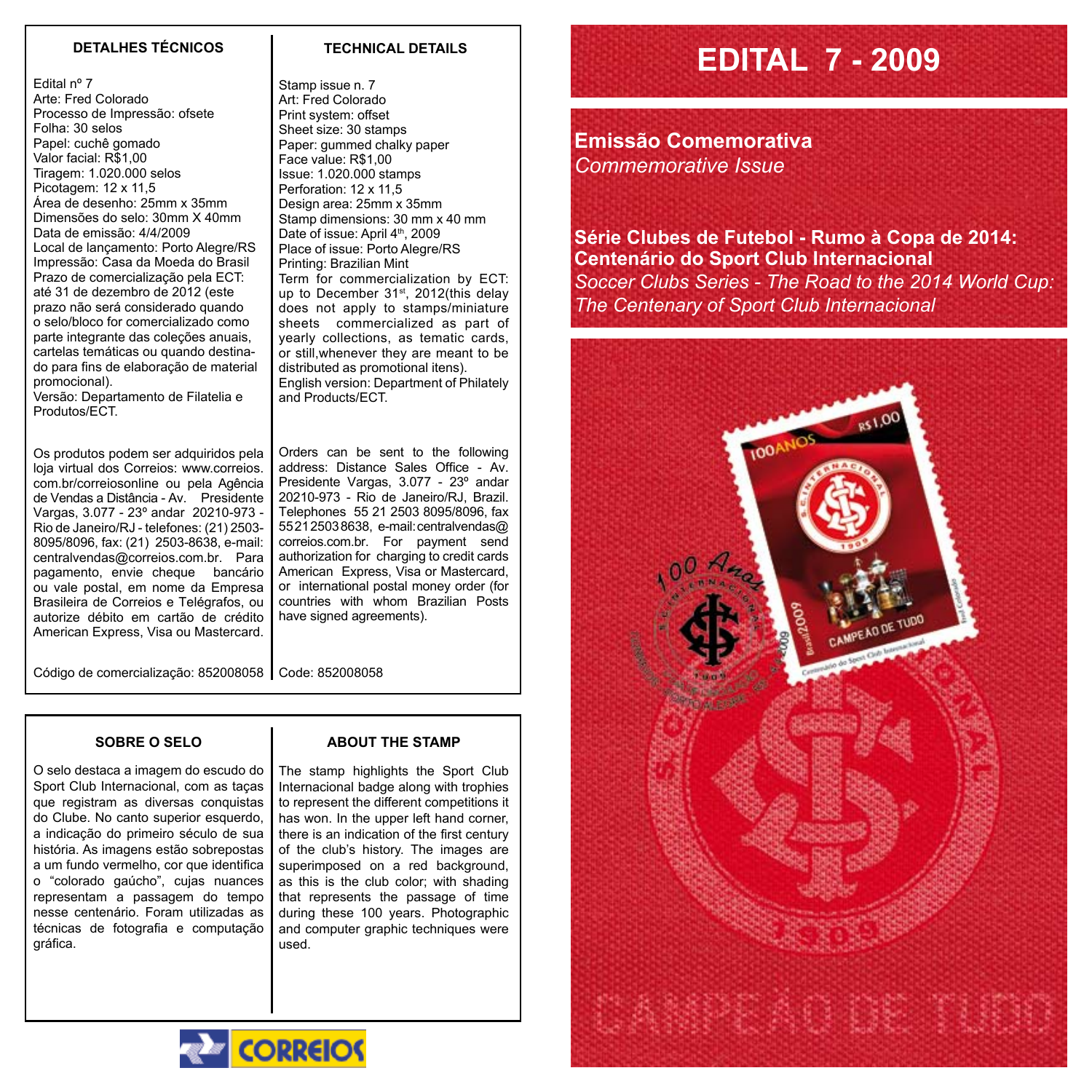# EDITAL 7 - 2009

**Emissão Comemorativa**
*Commemorative Issue*

**Série Clubes de Futebol - Rumo à Copa de 2014: Centenário do Sport Club Internacional**
*Soccer Clubs Series - The Road to the 2014 World Cup: The Centenary of Sport Club Internacional*

## DETALHES TÉCNICOS

Edital nº 7
Arte: Fred Colorado
Processo de Impressão: ofsete
Folha: 30 selos
Papel: cuchê gomado
Valor facial: R$1,00
Tiragem: 1.020.000 selos
Picotagem: 12 x 11,5
Área de desenho: 25mm x 35mm
Dimensões do selo: 30mm X 40mm
Data de emissão: 4/4/2009
Local de lançamento: Porto Alegre/RS
Impressão: Casa da Moeda do Brasil
Prazo de comercialização pela ECT: até 31 de dezembro de 2012 (este prazo não será considerado quando o selo/bloco for comercializado como parte integrante das coleções anuais, cartelas temáticas ou quando destinado para fins de elaboração de material promocional).
Versão: Departamento de Filatelia e Produtos/ECT.

Os produtos podem ser adquiridos pela loja virtual dos Correios: www.correios.com.br/correiosonline ou pela Agência de Vendas a Distância - Av. Presidente Vargas, 3.077 - 23º andar 20210-973 - Rio de Janeiro/RJ - telefones: (21) 2503-8095/8096, fax: (21) 2503-8638, e-mail: centralvendas@correios.com.br. Para pagamento, envie cheque bancário ou vale postal, em nome da Empresa Brasileira de Correios e Telégrafos, ou autorize débito em cartão de crédito American Express, Visa ou Mastercard.

Código de comercialização: 852008058

## TECHNICAL DETAILS

Stamp issue n. 7
Art: Fred Colorado
Print system: offset
Sheet size: 30 stamps
Paper: gummed chalky paper
Face value: R$1,00
Issue: 1.020.000 stamps
Perforation: 12 x 11,5
Design area: 25mm x 35mm
Stamp dimensions: 30 mm x 40 mm
Date of issue: April 4th, 2009
Place of issue: Porto Alegre/RS
Printing: Brazilian Mint
Term for commercialization by ECT: up to December 31st, 2012(this delay does not apply to stamps/miniature sheets commercialized as part of yearly collections, as tematic cards, or still,whenever they are meant to be distributed as promotional itens).
English version: Department of Philately and Products/ECT.

Orders can be sent to the following address: Distance Sales Office - Av. Presidente Vargas, 3.077 - 23º andar 20210-973 - Rio de Janeiro/RJ, Brazil. Telephones 55 21 2503 8095/8096, fax 55 21 2503 8638, e-mail: centralvendas@correios.com.br. For payment send authorization for charging to credit cards American Express, Visa or Mastercard, or international postal money order (for countries with whom Brazilian Posts have signed agreements).

Code: 852008058

## SOBRE O SELO

O selo destaca a imagem do escudo do Sport Club Internacional, com as taças que registram as diversas conquistas do Clube. No canto superior esquerdo, a indicação do primeiro século de sua história. As imagens estão sobrepostas a um fundo vermelho, cor que identifica o "colorado gaúcho", cujas nuances representam a passagem do tempo nesse centenário. Foram utilizadas as técnicas de fotografia e computação gráfica.

## ABOUT THE STAMP

The stamp highlights the Sport Club Internacional badge along with trophies to represent the different competitions it has won. In the upper left hand corner, there is an indication of the first century of the club's history. The images are superimposed on a red background, as this is the club color; with shading that represents the passage of time during these 100 years. Photographic and computer graphic techniques were used.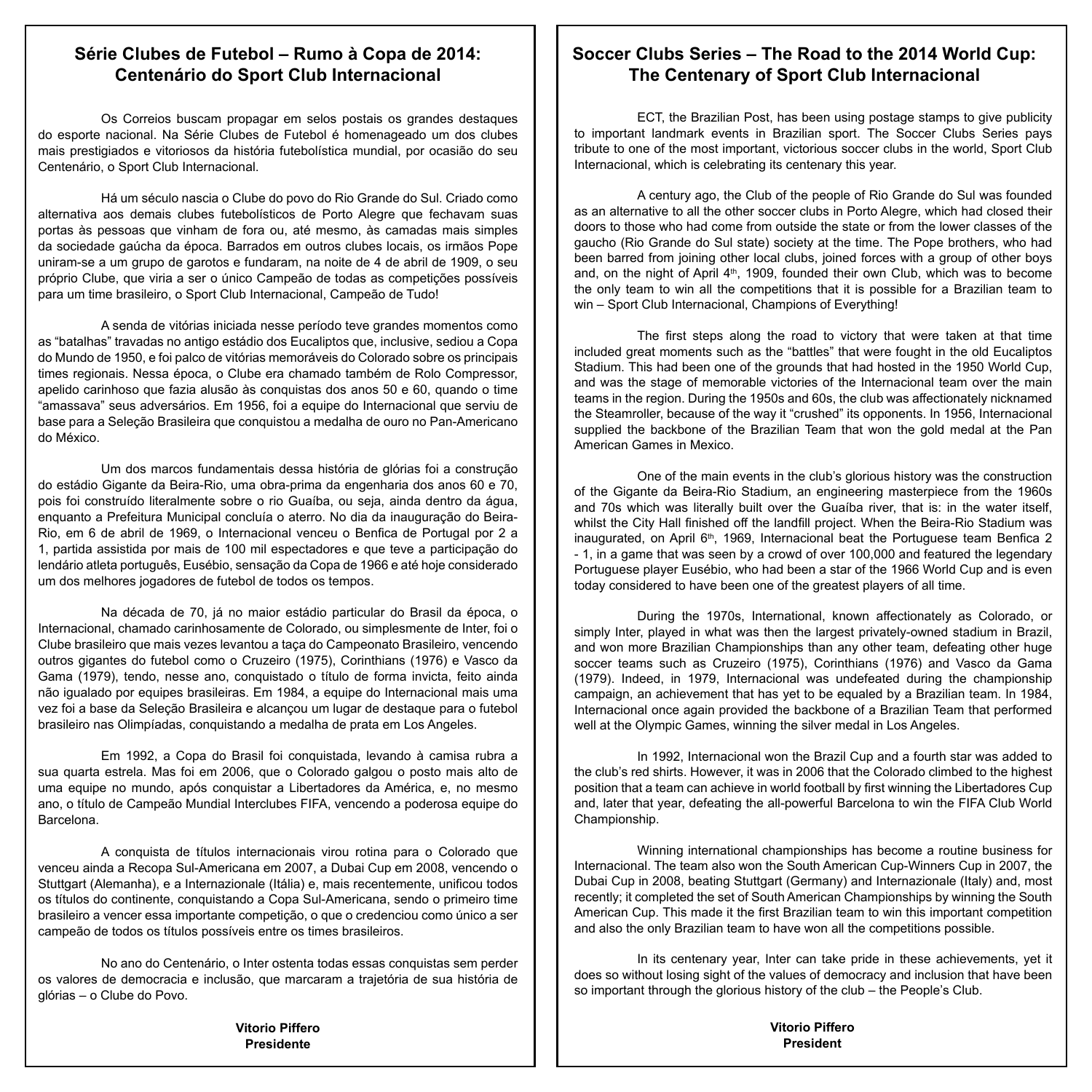## Série Clubes de Futebol – Rumo à Copa de 2014: Centenário do Sport Club Internacional

Os Correios buscam propagar em selos postais os grandes destaques do esporte nacional. Na Série Clubes de Futebol é homenageado um dos clubes mais prestigiados e vitoriosos da história futebolística mundial, por ocasião do seu Centenário, o Sport Club Internacional.

Há um século nascia o Clube do povo do Rio Grande do Sul. Criado como alternativa aos demais clubes futebolísticos de Porto Alegre que fechavam suas portas às pessoas que vinham de fora ou, até mesmo, às camadas mais simples da sociedade gaúcha da época. Barrados em outros clubes locais, os irmãos Pope uniram-se a um grupo de garotos e fundaram, na noite de 4 de abril de 1909, o seu próprio Clube, que viria a ser o único Campeão de todas as competições possíveis para um time brasileiro, o Sport Club Internacional, Campeão de Tudo!

A senda de vitórias iniciada nesse período teve grandes momentos como as “batalhas” travadas no antigo estádio dos Eucaliptos que, inclusive, sediou a Copa do Mundo de 1950, e foi palco de vitórias memoráveis do Colorado sobre os principais times regionais. Nessa época, o Clube era chamado também de Rolo Compressor, apelido carinhoso que fazia alusão às conquistas dos anos 50 e 60, quando o time “amassava” seus adversários. Em 1956, foi a equipe do Internacional que serviu de base para a Seleção Brasileira que conquistou a medalha de ouro no Pan-Americano do México.

Um dos marcos fundamentais dessa história de glórias foi a construção do estádio Gigante da Beira-Rio, uma obra-prima da engenharia dos anos 60 e 70, pois foi construído literalmente sobre o rio Guaíba, ou seja, ainda dentro da água, enquanto a Prefeitura Municipal concluía o aterro. No dia da inauguração do Beira-Rio, em 6 de abril de 1969, o Internacional venceu o Benfica de Portugal por 2 a 1, partida assistida por mais de 100 mil espectadores e que teve a participação do lendário atleta português, Eusébio, sensação da Copa de 1966 e até hoje considerado um dos melhores jogadores de futebol de todos os tempos.

Na década de 70, já no maior estádio particular do Brasil da época, o Internacional, chamado carinhosamente de Colorado, ou simplesmente de Inter, foi o Clube brasileiro que mais vezes levantou a taça do Campeonato Brasileiro, vencendo outros gigantes do futebol como o Cruzeiro (1975), Corinthians (1976) e Vasco da Gama (1979), tendo, nesse ano, conquistado o título de forma invicta, feito ainda não igualado por equipes brasileiras. Em 1984, a equipe do Internacional mais uma vez foi a base da Seleção Brasileira e alcançou um lugar de destaque para o futebol brasileiro nas Olimpíadas, conquistando a medalha de prata em Los Angeles.

Em 1992, a Copa do Brasil foi conquistada, levando à camisa rubra a sua quarta estrela. Mas foi em 2006, que o Colorado galgou o posto mais alto de uma equipe no mundo, após conquistar a Libertadores da América, e, no mesmo ano, o título de Campeão Mundial Interclubes FIFA, vencendo a poderosa equipe do Barcelona.

A conquista de títulos internacionais virou rotina para o Colorado que venceu ainda a Recopa Sul-Americana em 2007, a Dubai Cup em 2008, vencendo o Stuttgart (Alemanha), e a Internazionale (Itália) e, mais recentemente, unificou todos os títulos do continente, conquistando a Copa Sul-Americana, sendo o primeiro time brasileiro a vencer essa importante competição, o que o credenciou como único a ser campeão de todos os títulos possíveis entre os times brasileiros.

No ano do Centenário, o Inter ostenta todas essas conquistas sem perder os valores de democracia e inclusão, que marcaram a trajetória de sua história de glórias – o Clube do Povo.

**Vitorio Piffero**
**Presidente**

## Soccer Clubs Series – The Road to the 2014 World Cup: The Centenary of Sport Club Internacional

ECT, the Brazilian Post, has been using postage stamps to give publicity to important landmark events in Brazilian sport. The Soccer Clubs Series pays tribute to one of the most important, victorious soccer clubs in the world, Sport Club Internacional, which is celebrating its centenary this year.

A century ago, the Club of the people of Rio Grande do Sul was founded as an alternative to all the other soccer clubs in Porto Alegre, which had closed their doors to those who had come from outside the state or from the lower classes of the gaucho (Rio Grande do Sul state) society at the time. The Pope brothers, who had been barred from joining other local clubs, joined forces with a group of other boys and, on the night of April 4th, 1909, founded their own Club, which was to become the only team to win all the competitions that it is possible for a Brazilian team to win – Sport Club Internacional, Champions of Everything!

The first steps along the road to victory that were taken at that time included great moments such as the “battles” that were fought in the old Eucaliptos Stadium. This had been one of the grounds that had hosted in the 1950 World Cup, and was the stage of memorable victories of the Internacional team over the main teams in the region. During the 1950s and 60s, the club was affectionately nicknamed the Steamroller, because of the way it “crushed” its opponents. In 1956, Internacional supplied the backbone of the Brazilian Team that won the gold medal at the Pan American Games in Mexico.

One of the main events in the club’s glorious history was the construction of the Gigante da Beira-Rio Stadium, an engineering masterpiece from the 1960s and 70s which was literally built over the Guaíba river, that is: in the water itself, whilst the City Hall finished off the landfill project. When the Beira-Rio Stadium was inaugurated, on April 6th, 1969, Internacional beat the Portuguese team Benfica 2 - 1, in a game that was seen by a crowd of over 100,000 and featured the legendary Portuguese player Eusébio, who had been a star of the 1966 World Cup and is even today considered to have been one of the greatest players of all time.

During the 1970s, International, known affectionately as Colorado, or simply Inter, played in what was then the largest privately-owned stadium in Brazil, and won more Brazilian Championships than any other team, defeating other huge soccer teams such as Cruzeiro (1975), Corinthians (1976) and Vasco da Gama (1979). Indeed, in 1979, Internacional was undefeated during the championship campaign, an achievement that has yet to be equaled by a Brazilian team. In 1984, Internacional once again provided the backbone of a Brazilian Team that performed well at the Olympic Games, winning the silver medal in Los Angeles.

In 1992, Internacional won the Brazil Cup and a fourth star was added to the club’s red shirts. However, it was in 2006 that the Colorado climbed to the highest position that a team can achieve in world football by first winning the Libertadores Cup and, later that year, defeating the all-powerful Barcelona to win the FIFA Club World Championship.

Winning international championships has become a routine business for Internacional. The team also won the South American Cup-Winners Cup in 2007, the Dubai Cup in 2008, beating Stuttgart (Germany) and Internazionale (Italy) and, most recently; it completed the set of South American Championships by winning the South American Cup. This made it the first Brazilian team to win this important competition and also the only Brazilian team to have won all the competitions possible.

In its centenary year, Inter can take pride in these achievements, yet it does so without losing sight of the values of democracy and inclusion that have been so important through the glorious history of the club – the People’s Club.

**Vitorio Piffero**
**President**